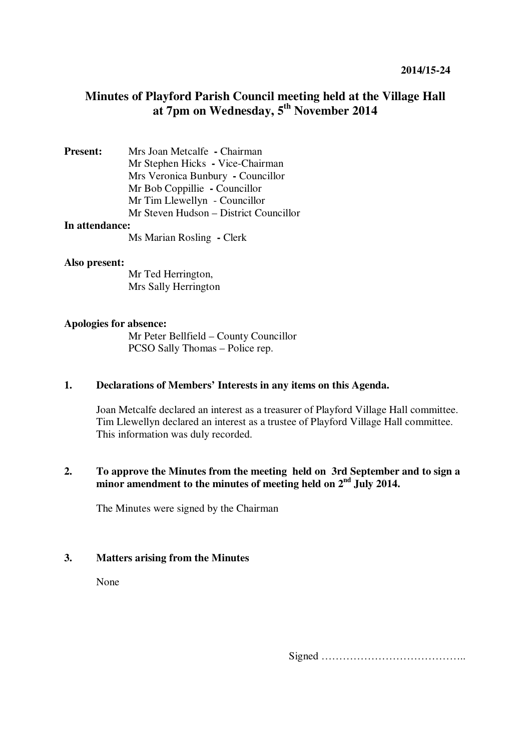**2014/15-24**

# Minutes of Playford Parish Council meeting held at the Village Hall at 7pm on Wednesday, 5th November 2014

**Present:**
Mrs Joan Metcalfe - Chairman
Mr Stephen Hicks - Vice-Chairman
Mrs Veronica Bunbury - Councillor
Mr Bob Coppillie - Councillor
Mr Tim Llewellyn - Councillor
Mr Steven Hudson – District Councillor

**In attendance:**
Ms Marian Rosling - Clerk

**Also present:**
Mr Ted Herrington,
Mrs Sally Herrington

**Apologies for absence:**
Mr Peter Bellfield – County Councillor
PCSO Sally Thomas – Police rep.

## 1. Declarations of Members' Interests in any items on this Agenda.

Joan Metcalfe declared an interest as a treasurer of Playford Village Hall committee.
Tim Llewellyn declared an interest as a trustee of Playford Village Hall committee.
This information was duly recorded.

## 2. To approve the Minutes from the meeting held on 3rd September and to sign a minor amendment to the minutes of meeting held on 2nd July 2014.

The Minutes were signed by the Chairman

## 3. Matters arising from the Minutes

None

Signed …………………………………..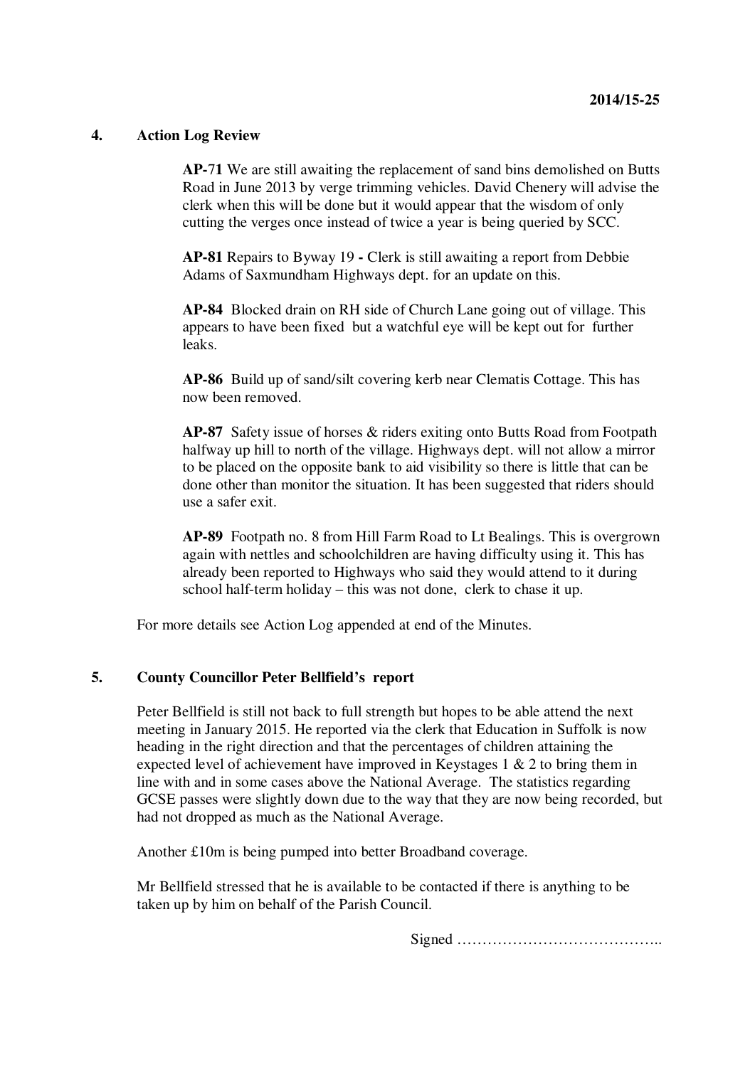## 4. Action Log Review

**AP-71** We are still awaiting the replacement of sand bins demolished on Butts Road in June 2013 by verge trimming vehicles. David Chenery will advise the clerk when this will be done but it would appear that the wisdom of only cutting the verges once instead of twice a year is being queried by SCC.

**AP-81** Repairs to Byway 19 **-** Clerk is still awaiting a report from Debbie Adams of Saxmundham Highways dept. for an update on this.

**AP-84** Blocked drain on RH side of Church Lane going out of village. This appears to have been fixed but a watchful eye will be kept out for further leaks.

**AP-86** Build up of sand/silt covering kerb near Clematis Cottage. This has now been removed.

**AP-87** Safety issue of horses & riders exiting onto Butts Road from Footpath halfway up hill to north of the village. Highways dept. will not allow a mirror to be placed on the opposite bank to aid visibility so there is little that can be done other than monitor the situation. It has been suggested that riders should use a safer exit.

**AP-89** Footpath no. 8 from Hill Farm Road to Lt Bealings. This is overgrown again with nettles and schoolchildren are having difficulty using it. This has already been reported to Highways who said they would attend to it during school half-term holiday – this was not done, clerk to chase it up.

For more details see Action Log appended at end of the Minutes.

## 5. County Councillor Peter Bellfield's report

Peter Bellfield is still not back to full strength but hopes to be able attend the next meeting in January 2015. He reported via the clerk that Education in Suffolk is now heading in the right direction and that the percentages of children attaining the expected level of achievement have improved in Keystages 1 & 2 to bring them in line with and in some cases above the National Average. The statistics regarding GCSE passes were slightly down due to the way that they are now being recorded, but had not dropped as much as the National Average.

Another £10m is being pumped into better Broadband coverage.

Mr Bellfield stressed that he is available to be contacted if there is anything to be taken up by him on behalf of the Parish Council.

Signed …………………………………..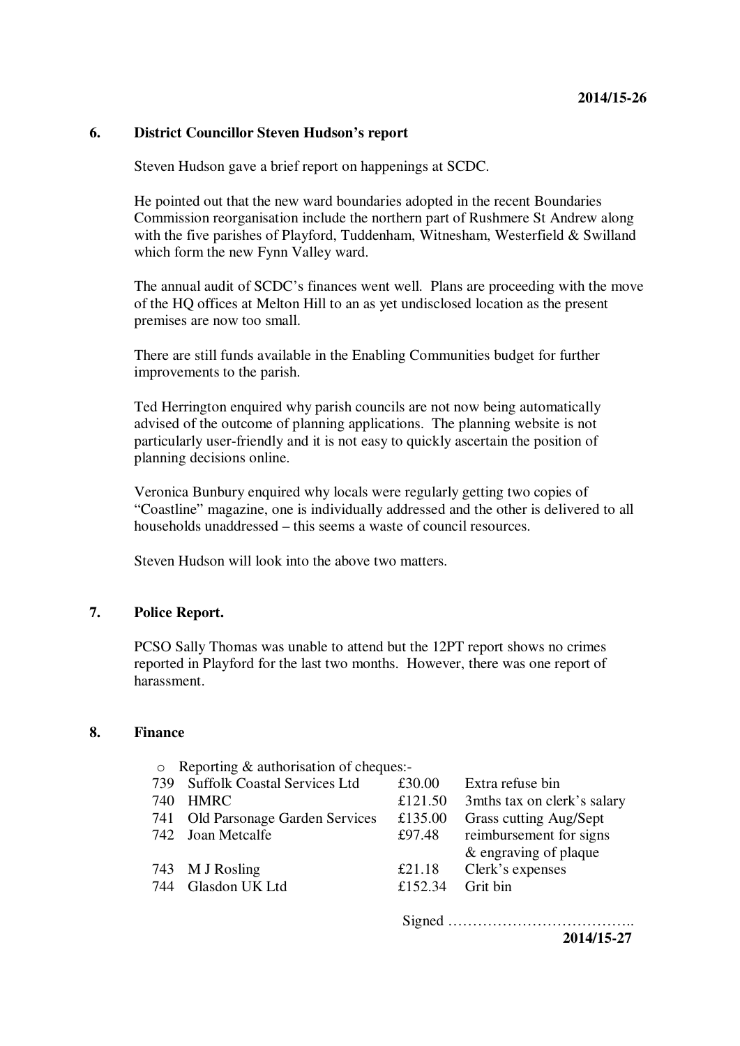## 6. District Councillor Steven Hudson's report

Steven Hudson gave a brief report on happenings at SCDC.

He pointed out that the new ward boundaries adopted in the recent Boundaries Commission reorganisation include the northern part of Rushmere St Andrew along with the five parishes of Playford, Tuddenham, Witnesham, Westerfield & Swilland which form the new Fynn Valley ward.

The annual audit of SCDC's finances went well. Plans are proceeding with the move of the HQ offices at Melton Hill to an as yet undisclosed location as the present premises are now too small.

There are still funds available in the Enabling Communities budget for further improvements to the parish.

Ted Herrington enquired why parish councils are not now being automatically advised of the outcome of planning applications. The planning website is not particularly user-friendly and it is not easy to quickly ascertain the position of planning decisions online.

Veronica Bunbury enquired why locals were regularly getting two copies of "Coastline" magazine, one is individually addressed and the other is delivered to all households unaddressed – this seems a waste of council resources.

Steven Hudson will look into the above two matters.

## 7. Police Report.

PCSO Sally Thomas was unable to attend but the 12PT report shows no crimes reported in Playford for the last two months. However, there was one report of harassment.

## 8. Finance

- Reporting & authorisation of cheques:-

| | | | |
|---|---|---|---|
| 739 | Suffolk Coastal Services Ltd | £30.00 | Extra refuse bin |
| 740 | HMRC | £121.50 | 3mths tax on clerk's salary |
| 741 | Old Parsonage Garden Services | £135.00 | Grass cutting Aug/Sept |
| 742 | Joan Metcalfe | £97.48 | reimbursement for signs & engraving of plaque |
| 743 | M J Rosling | £21.18 | Clerk's expenses |
| 744 | Glasdon UK Ltd | £152.34 | Grit bin |

Signed ………………………………..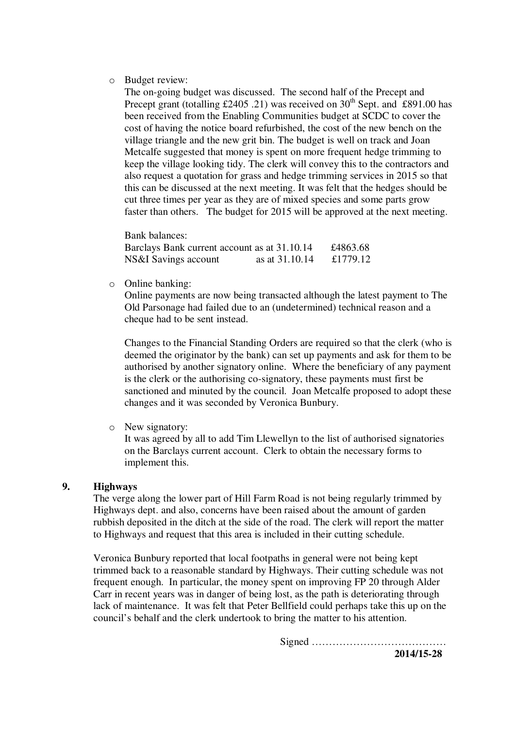- Budget review:

  The on-going budget was discussed. The second half of the Precept and Precept grant (totalling £2405 .21) was received on 30th Sept. and £891.00 has been received from the Enabling Communities budget at SCDC to cover the cost of having the notice board refurbished, the cost of the new bench on the village triangle and the new grit bin. The budget is well on track and Joan Metcalfe suggested that money is spent on more frequent hedge trimming to keep the village looking tidy. The clerk will convey this to the contractors and also request a quotation for grass and hedge trimming services in 2015 so that this can be discussed at the next meeting. It was felt that the hedges should be cut three times per year as they are of mixed species and some parts grow faster than others. The budget for 2015 will be approved at the next meeting.

  Bank balances:

  | | | |
  |---|---|---|
  | Barclays Bank current account | as at 31.10.14 | £4863.68 |
  | NS&I Savings account | as at 31.10.14 | £1779.12 |

- Online banking:

  Online payments are now being transacted although the latest payment to The Old Parsonage had failed due to an (undetermined) technical reason and a cheque had to be sent instead.

  Changes to the Financial Standing Orders are required so that the clerk (who is deemed the originator by the bank) can set up payments and ask for them to be authorised by another signatory online. Where the beneficiary of any payment is the clerk or the authorising co-signatory, these payments must first be sanctioned and minuted by the council. Joan Metcalfe proposed to adopt these changes and it was seconded by Veronica Bunbury.

- New signatory:

  It was agreed by all to add Tim Llewellyn to the list of authorised signatories on the Barclays current account. Clerk to obtain the necessary forms to implement this.

## 9. Highways

The verge along the lower part of Hill Farm Road is not being regularly trimmed by Highways dept. and also, concerns have been raised about the amount of garden rubbish deposited in the ditch at the side of the road. The clerk will report the matter to Highways and request that this area is included in their cutting schedule.

Veronica Bunbury reported that local footpaths in general were not being kept trimmed back to a reasonable standard by Highways. Their cutting schedule was not frequent enough. In particular, the money spent on improving FP 20 through Alder Carr in recent years was in danger of being lost, as the path is deteriorating through lack of maintenance. It was felt that Peter Bellfield could perhaps take this up on the council's behalf and the clerk undertook to bring the matter to his attention.

Signed …………………………………

**2014/15-28**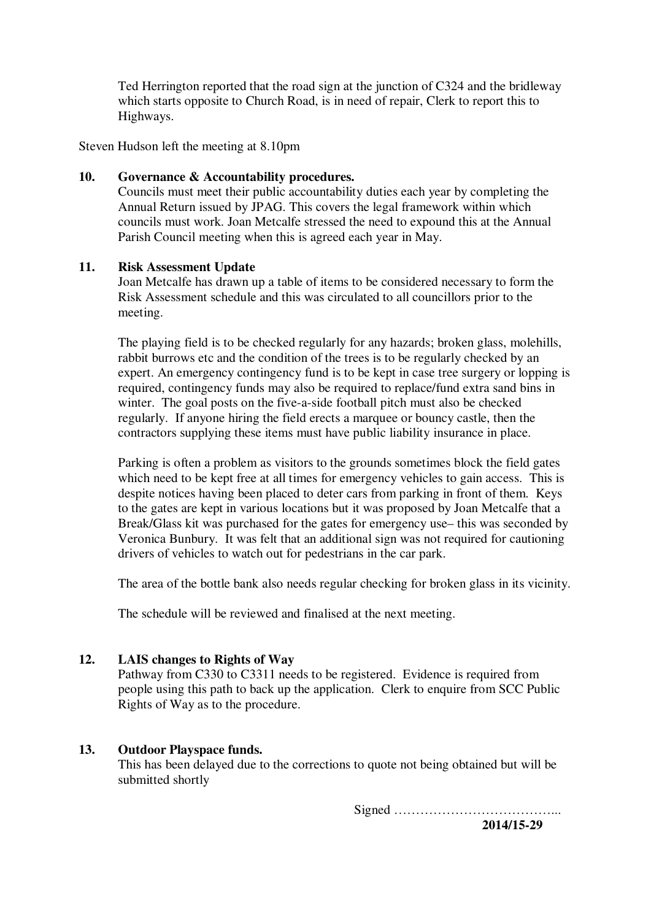Ted Herrington reported that the road sign at the junction of C324 and the bridleway which starts opposite to Church Road, is in need of repair, Clerk to report this to Highways.

Steven Hudson left the meeting at 8.10pm

**10. Governance & Accountability procedures.**

Councils must meet their public accountability duties each year by completing the Annual Return issued by JPAG. This covers the legal framework within which councils must work. Joan Metcalfe stressed the need to expound this at the Annual Parish Council meeting when this is agreed each year in May.

**11. Risk Assessment Update**

Joan Metcalfe has drawn up a table of items to be considered necessary to form the Risk Assessment schedule and this was circulated to all councillors prior to the meeting.

The playing field is to be checked regularly for any hazards; broken glass, molehills, rabbit burrows etc and the condition of the trees is to be regularly checked by an expert. An emergency contingency fund is to be kept in case tree surgery or lopping is required, contingency funds may also be required to replace/fund extra sand bins in winter. The goal posts on the five-a-side football pitch must also be checked regularly. If anyone hiring the field erects a marquee or bouncy castle, then the contractors supplying these items must have public liability insurance in place.

Parking is often a problem as visitors to the grounds sometimes block the field gates which need to be kept free at all times for emergency vehicles to gain access. This is despite notices having been placed to deter cars from parking in front of them. Keys to the gates are kept in various locations but it was proposed by Joan Metcalfe that a Break/Glass kit was purchased for the gates for emergency use– this was seconded by Veronica Bunbury. It was felt that an additional sign was not required for cautioning drivers of vehicles to watch out for pedestrians in the car park.

The area of the bottle bank also needs regular checking for broken glass in its vicinity.

The schedule will be reviewed and finalised at the next meeting.

**12. LAIS changes to Rights of Way**

Pathway from C330 to C3311 needs to be registered. Evidence is required from people using this path to back up the application. Clerk to enquire from SCC Public Rights of Way as to the procedure.

**13. Outdoor Playspace funds.**

This has been delayed due to the corrections to quote not being obtained but will be submitted shortly

Signed ………………………………...

**2014/15-29**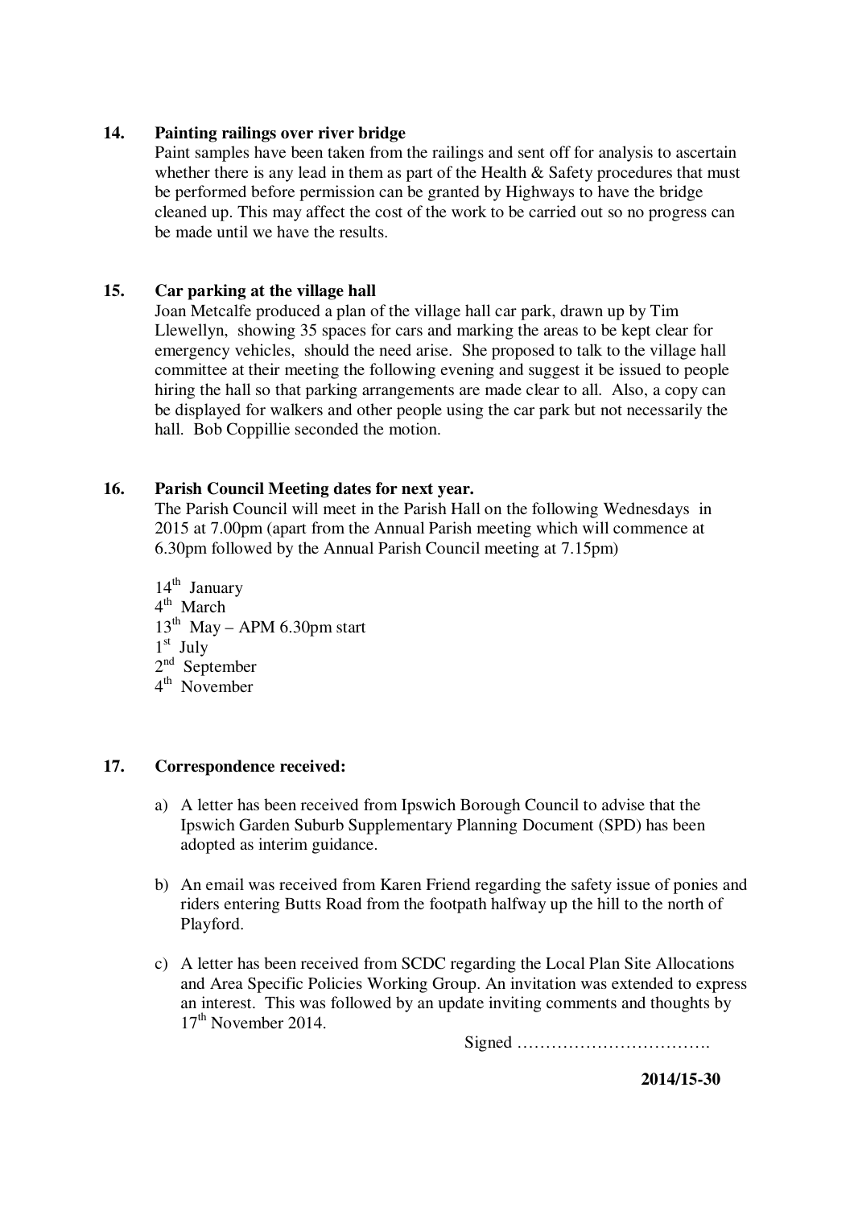### 14. Painting railings over river bridge

Paint samples have been taken from the railings and sent off for analysis to ascertain whether there is any lead in them as part of the Health & Safety procedures that must be performed before permission can be granted by Highways to have the bridge cleaned up. This may affect the cost of the work to be carried out so no progress can be made until we have the results.

### 15. Car parking at the village hall

Joan Metcalfe produced a plan of the village hall car park, drawn up by Tim Llewellyn, showing 35 spaces for cars and marking the areas to be kept clear for emergency vehicles, should the need arise. She proposed to talk to the village hall committee at their meeting the following evening and suggest it be issued to people hiring the hall so that parking arrangements are made clear to all. Also, a copy can be displayed for walkers and other people using the car park but not necessarily the hall. Bob Coppillie seconded the motion.

### 16. Parish Council Meeting dates for next year.

The Parish Council will meet in the Parish Hall on the following Wednesdays in 2015 at 7.00pm (apart from the Annual Parish meeting which will commence at 6.30pm followed by the Annual Parish Council meeting at 7.15pm)

14th January
4th March
13th May – APM 6.30pm start
1st July
2nd September
4th November

### 17. Correspondence received:

a) A letter has been received from Ipswich Borough Council to advise that the Ipswich Garden Suburb Supplementary Planning Document (SPD) has been adopted as interim guidance.

b) An email was received from Karen Friend regarding the safety issue of ponies and riders entering Butts Road from the footpath halfway up the hill to the north of Playford.

c) A letter has been received from SCDC regarding the Local Plan Site Allocations and Area Specific Policies Working Group. An invitation was extended to express an interest. This was followed by an update inviting comments and thoughts by 17th November 2014.

Signed …………………………….

**2014/15-30**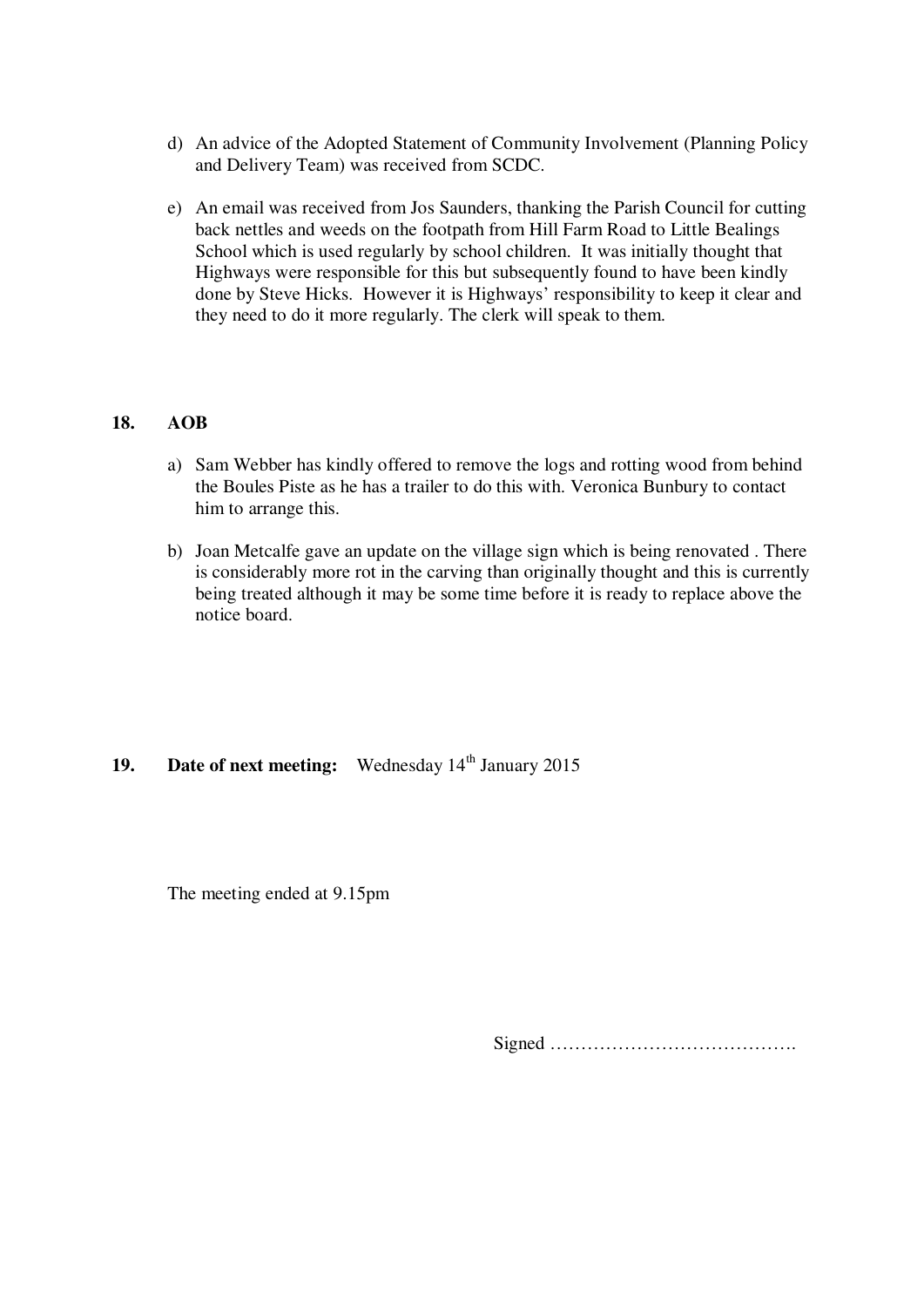d) An advice of the Adopted Statement of Community Involvement (Planning Policy and Delivery Team) was received from SCDC.

e) An email was received from Jos Saunders, thanking the Parish Council for cutting back nettles and weeds on the footpath from Hill Farm Road to Little Bealings School which is used regularly by school children. It was initially thought that Highways were responsible for this but subsequently found to have been kindly done by Steve Hicks. However it is Highways' responsibility to keep it clear and they need to do it more regularly. The clerk will speak to them.

**18. AOB**

a) Sam Webber has kindly offered to remove the logs and rotting wood from behind the Boules Piste as he has a trailer to do this with. Veronica Bunbury to contact him to arrange this.

b) Joan Metcalfe gave an update on the village sign which is being renovated . There is considerably more rot in the carving than originally thought and this is currently being treated although it may be some time before it is ready to replace above the notice board.

**19. Date of next meeting:** Wednesday 14th January 2015

The meeting ended at 9.15pm

Signed ………………………………….